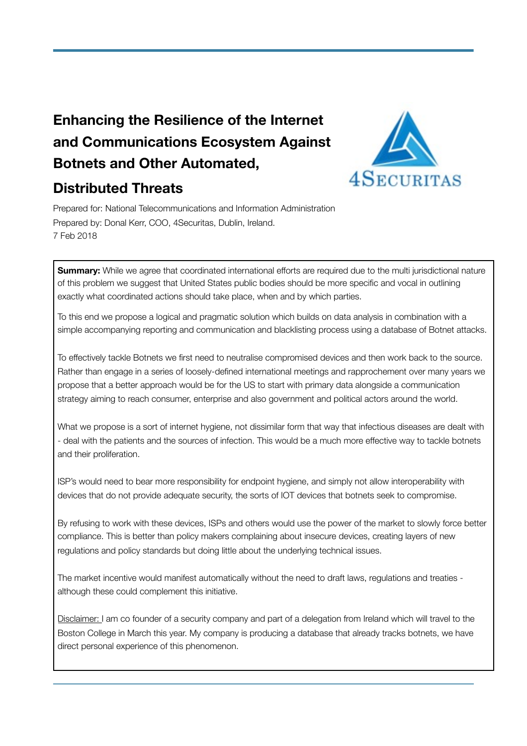# Enhancing the Resilience of the Internet and Communications Ecosystem Against Botnets and Other Automated, Distributed Threats

Prepared for: National Telecommunications and Information Administration
Prepared by: Donal Kerr, COO, 4Securitas, Dublin, Ireland.
7 Feb 2018

**Summary:** While we agree that coordinated international efforts are required due to the multi jurisdictional nature of this problem we suggest that United States public bodies should be more specific and vocal in outlining exactly what coordinated actions should take place, when and by which parties.

To this end we propose a logical and pragmatic solution which builds on data analysis in combination with a simple accompanying reporting and communication and blacklisting process using a database of Botnet attacks.

To effectively tackle Botnets we first need to neutralise compromised devices and then work back to the source. Rather than engage in a series of loosely-defined international meetings and rapprochement over many years we propose that a better approach would be for the US to start with primary data alongside a communication strategy aiming to reach consumer, enterprise and also government and political actors around the world.

What we propose is a sort of internet hygiene, not dissimilar form that way that infectious diseases are dealt with - deal with the patients and the sources of infection. This would be a much more effective way to tackle botnets and their proliferation.

ISP's would need to bear more responsibility for endpoint hygiene, and simply not allow interoperability with devices that do not provide adequate security, the sorts of IOT devices that botnets seek to compromise.

By refusing to work with these devices, ISPs and others would use the power of the market to slowly force better compliance. This is better than policy makers complaining about insecure devices, creating layers of new regulations and policy standards but doing little about the underlying technical issues.

The market incentive would manifest automatically without the need to draft laws, regulations and treaties - although these could complement this initiative.

<u>Disclaimer:</u> I am co founder of a security company and part of a delegation from Ireland which will travel to the Boston College in March this year. My company is producing a database that already tracks botnets, we have direct personal experience of this phenomenon.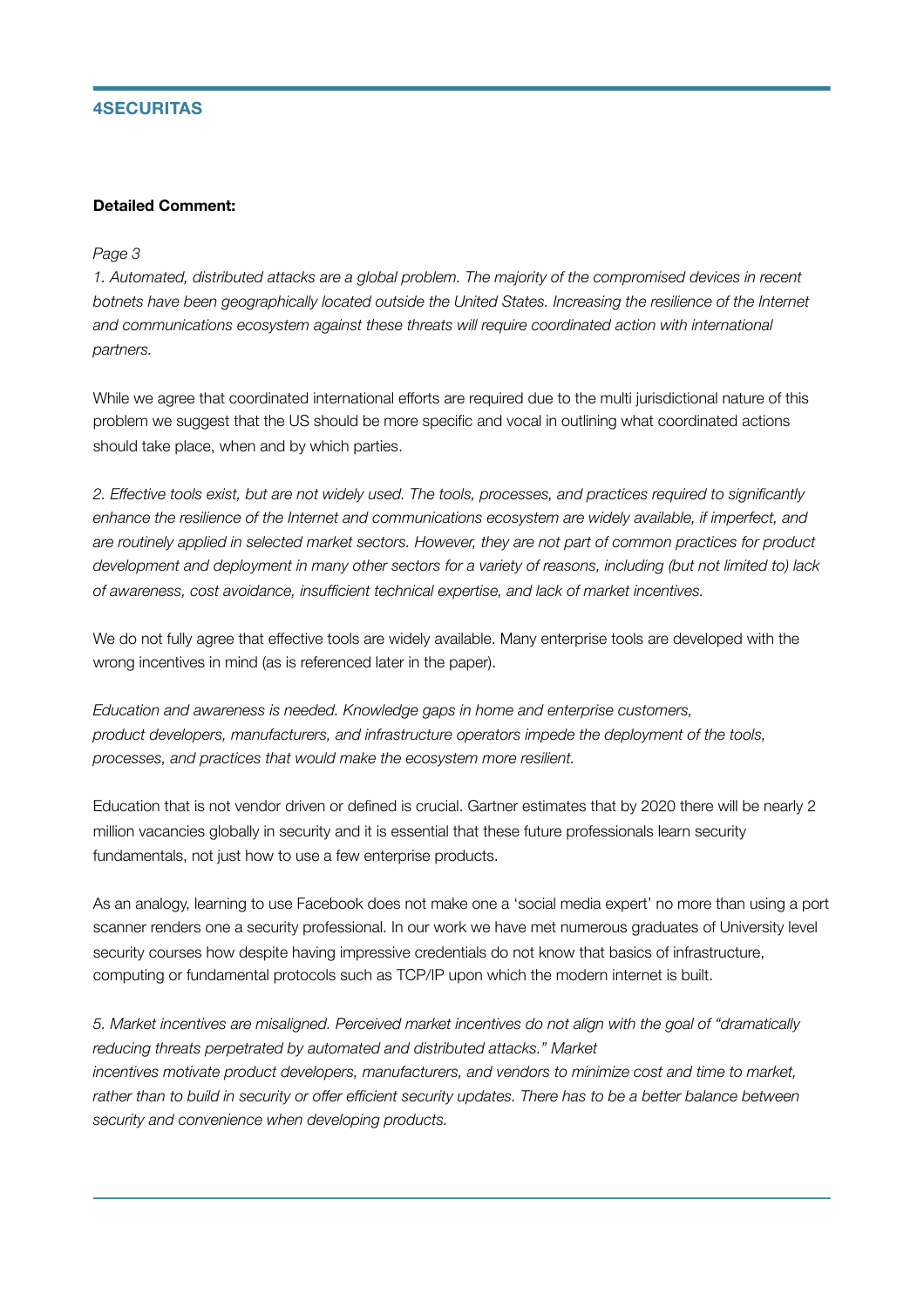**Detailed Comment:**

*Page 3*

*1. Automated, distributed attacks are a global problem. The majority of the compromised devices in recent botnets have been geographically located outside the United States. Increasing the resilience of the Internet and communications ecosystem against these threats will require coordinated action with international partners.*

While we agree that coordinated international efforts are required due to the multi jurisdictional nature of this problem we suggest that the US should be more specific and vocal in outlining what coordinated actions should take place, when and by which parties.

*2. Effective tools exist, but are not widely used. The tools, processes, and practices required to significantly enhance the resilience of the Internet and communications ecosystem are widely available, if imperfect, and are routinely applied in selected market sectors. However, they are not part of common practices for product development and deployment in many other sectors for a variety of reasons, including (but not limited to) lack of awareness, cost avoidance, insufficient technical expertise, and lack of market incentives.*

We do not fully agree that effective tools are widely available. Many enterprise tools are developed with the wrong incentives in mind (as is referenced later in the paper).

*Education and awareness is needed. Knowledge gaps in home and enterprise customers, product developers, manufacturers, and infrastructure operators impede the deployment of the tools, processes, and practices that would make the ecosystem more resilient.*

Education that is not vendor driven or defined is crucial. Gartner estimates that by 2020 there will be nearly 2 million vacancies globally in security and it is essential that these future professionals learn security fundamentals, not just how to use a few enterprise products.

As an analogy, learning to use Facebook does not make one a 'social media expert' no more than using a port scanner renders one a security professional. In our work we have met numerous graduates of University level security courses how despite having impressive credentials do not know that basics of infrastructure, computing or fundamental protocols such as TCP/IP upon which the modern internet is built.

*5. Market incentives are misaligned. Perceived market incentives do not align with the goal of "dramatically reducing threats perpetrated by automated and distributed attacks." Market incentives motivate product developers, manufacturers, and vendors to minimize cost and time to market, rather than to build in security or offer efficient security updates. There has to be a better balance between security and convenience when developing products.*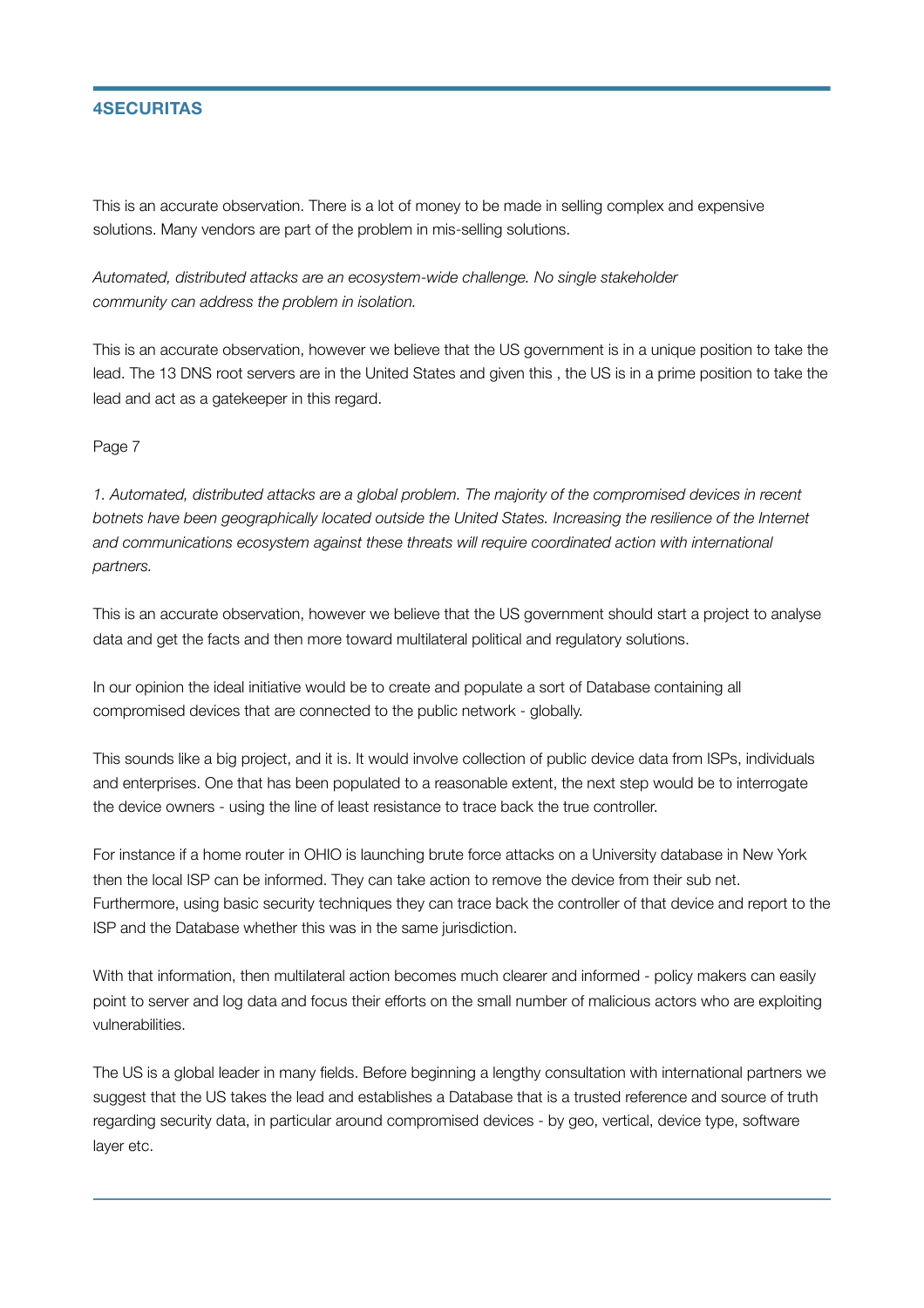This is an accurate observation. There is a lot of money to be made in selling complex and expensive solutions. Many vendors are part of the problem in mis-selling solutions.

*Automated, distributed attacks are an ecosystem-wide challenge. No single stakeholder community can address the problem in isolation.*

This is an accurate observation, however we believe that the US government is in a unique position to take the lead. The 13 DNS root servers are in the United States and given this , the US is in a prime position to take the lead and act as a gatekeeper in this regard.

Page 7

*1. Automated, distributed attacks are a global problem. The majority of the compromised devices in recent botnets have been geographically located outside the United States. Increasing the resilience of the Internet and communications ecosystem against these threats will require coordinated action with international partners.*

This is an accurate observation, however we believe that the US government should start a project to analyse data and get the facts and then more toward multilateral political and regulatory solutions.

In our opinion the ideal initiative would be to create and populate a sort of Database containing all compromised devices that are connected to the public network - globally.

This sounds like a big project, and it is. It would involve collection of public device data from ISPs, individuals and enterprises. One that has been populated to a reasonable extent, the next step would be to interrogate the device owners - using the line of least resistance to trace back the true controller.

For instance if a home router in OHIO is launching brute force attacks on a University database in New York then the local ISP can be informed. They can take action to remove the device from their sub net. Furthermore, using basic security techniques they can trace back the controller of that device and report to the ISP and the Database whether this was in the same jurisdiction.

With that information, then multilateral action becomes much clearer and informed - policy makers can easily point to server and log data and focus their efforts on the small number of malicious actors who are exploiting vulnerabilities.

The US is a global leader in many fields. Before beginning a lengthy consultation with international partners we suggest that the US takes the lead and establishes a Database that is a trusted reference and source of truth regarding security data, in particular around compromised devices - by geo, vertical, device type, software layer etc.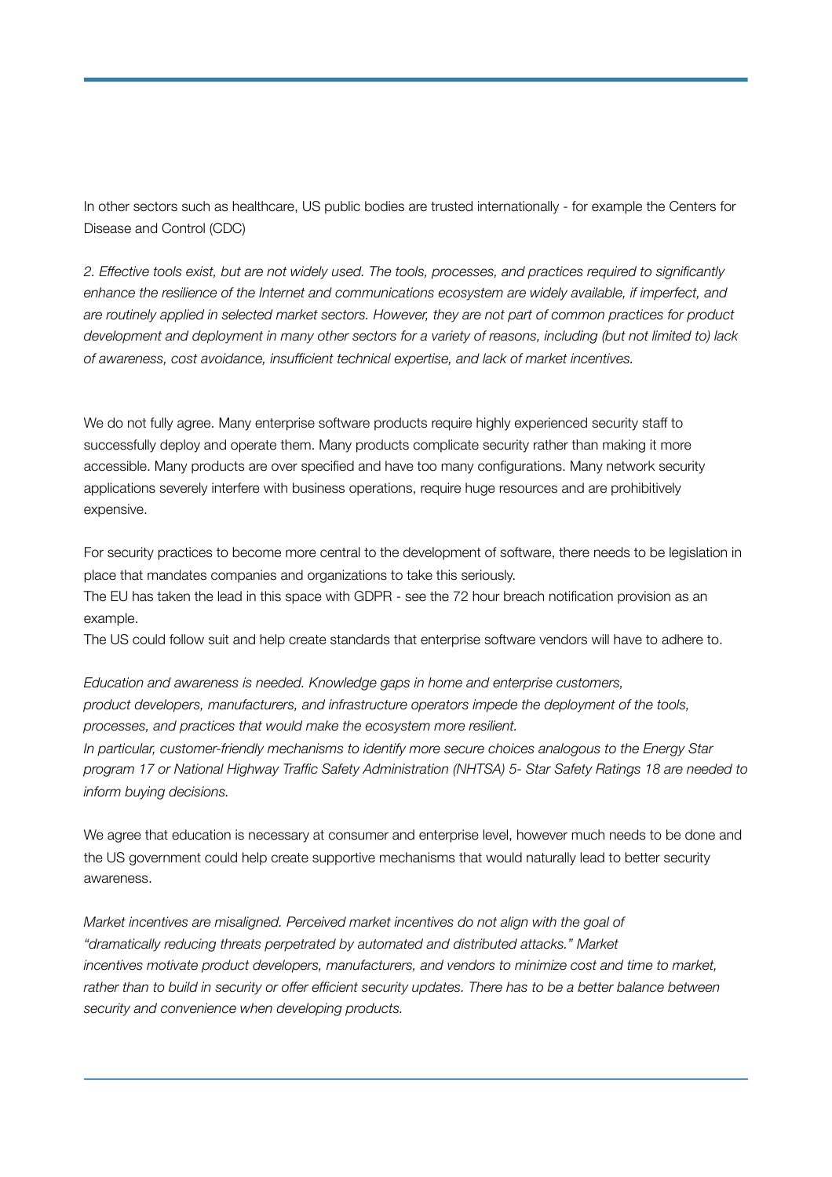In other sectors such as healthcare, US public bodies are trusted internationally - for example the Centers for Disease and Control (CDC)

*2. Effective tools exist, but are not widely used. The tools, processes, and practices required to significantly enhance the resilience of the Internet and communications ecosystem are widely available, if imperfect, and are routinely applied in selected market sectors. However, they are not part of common practices for product development and deployment in many other sectors for a variety of reasons, including (but not limited to) lack of awareness, cost avoidance, insufficient technical expertise, and lack of market incentives.*

We do not fully agree. Many enterprise software products require highly experienced security staff to successfully deploy and operate them. Many products complicate security rather than making it more accessible. Many products are over specified and have too many configurations. Many network security applications severely interfere with business operations, require huge resources and are prohibitively expensive.

For security practices to become more central to the development of software, there needs to be legislation in place that mandates companies and organizations to take this seriously.
The EU has taken the lead in this space with GDPR - see the 72 hour breach notification provision as an example.
The US could follow suit and help create standards that enterprise software vendors will have to adhere to.

*Education and awareness is needed. Knowledge gaps in home and enterprise customers, product developers, manufacturers, and infrastructure operators impede the deployment of the tools, processes, and practices that would make the ecosystem more resilient.*
*In particular, customer-friendly mechanisms to identify more secure choices analogous to the Energy Star program 17 or National Highway Traffic Safety Administration (NHTSA) 5- Star Safety Ratings 18 are needed to inform buying decisions.*

We agree that education is necessary at consumer and enterprise level, however much needs to be done and the US government could help create supportive mechanisms that would naturally lead to better security awareness.

*Market incentives are misaligned. Perceived market incentives do not align with the goal of "dramatically reducing threats perpetrated by automated and distributed attacks." Market incentives motivate product developers, manufacturers, and vendors to minimize cost and time to market, rather than to build in security or offer efficient security updates. There has to be a better balance between security and convenience when developing products.*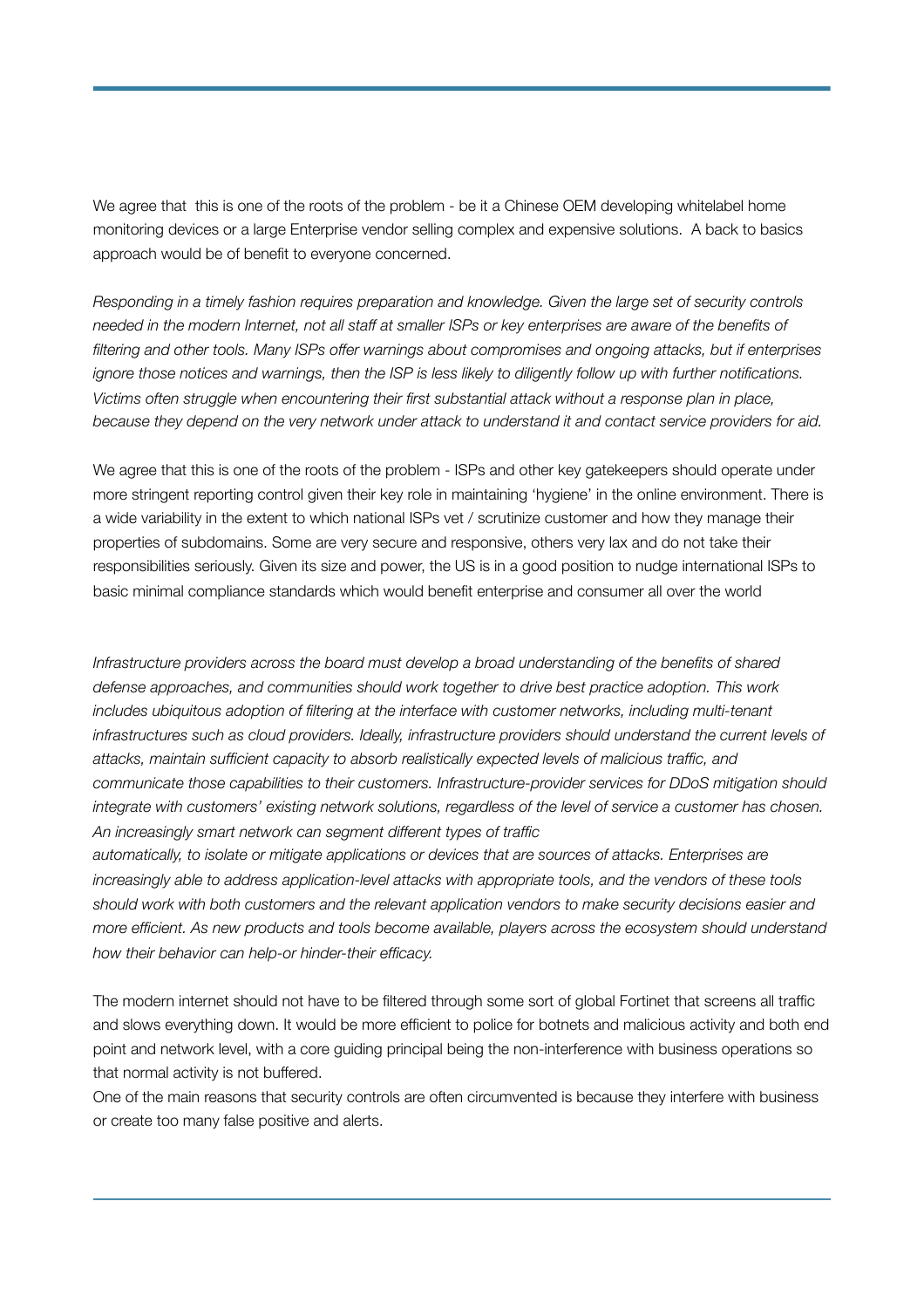We agree that this is one of the roots of the problem - be it a Chinese OEM developing whitelabel home monitoring devices or a large Enterprise vendor selling complex and expensive solutions. A back to basics approach would be of benefit to everyone concerned.

*Responding in a timely fashion requires preparation and knowledge. Given the large set of security controls needed in the modern Internet, not all staff at smaller ISPs or key enterprises are aware of the benefits of filtering and other tools. Many ISPs offer warnings about compromises and ongoing attacks, but if enterprises ignore those notices and warnings, then the ISP is less likely to diligently follow up with further notifications. Victims often struggle when encountering their first substantial attack without a response plan in place, because they depend on the very network under attack to understand it and contact service providers for aid.*

We agree that this is one of the roots of the problem - ISPs and other key gatekeepers should operate under more stringent reporting control given their key role in maintaining 'hygiene' in the online environment. There is a wide variability in the extent to which national ISPs vet / scrutinize customer and how they manage their properties of subdomains. Some are very secure and responsive, others very lax and do not take their responsibilities seriously. Given its size and power, the US is in a good position to nudge international ISPs to basic minimal compliance standards which would benefit enterprise and consumer all over the world

*Infrastructure providers across the board must develop a broad understanding of the benefits of shared defense approaches, and communities should work together to drive best practice adoption. This work includes ubiquitous adoption of filtering at the interface with customer networks, including multi-tenant infrastructures such as cloud providers. Ideally, infrastructure providers should understand the current levels of attacks, maintain sufficient capacity to absorb realistically expected levels of malicious traffic, and communicate those capabilities to their customers. Infrastructure-provider services for DDoS mitigation should integrate with customers' existing network solutions, regardless of the level of service a customer has chosen. An increasingly smart network can segment different types of traffic automatically, to isolate or mitigate applications or devices that are sources of attacks. Enterprises are increasingly able to address application-level attacks with appropriate tools, and the vendors of these tools should work with both customers and the relevant application vendors to make security decisions easier and more efficient. As new products and tools become available, players across the ecosystem should understand how their behavior can help-or hinder-their efficacy.*

The modern internet should not have to be filtered through some sort of global Fortinet that screens all traffic and slows everything down. It would be more efficient to police for botnets and malicious activity and both end point and network level, with a core guiding principal being the non-interference with business operations so that normal activity is not buffered.

One of the main reasons that security controls are often circumvented is because they interfere with business or create too many false positive and alerts.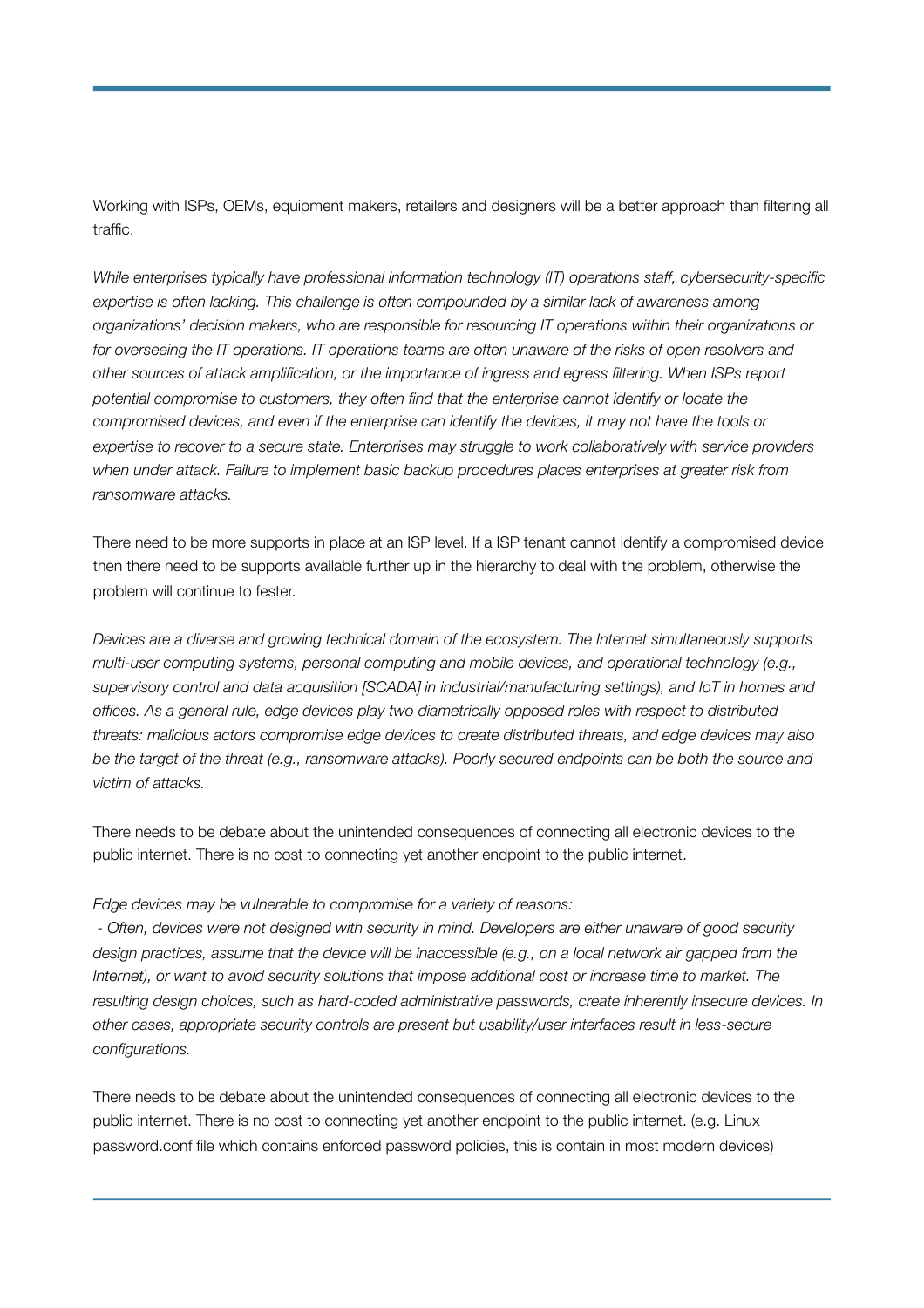Working with ISPs, OEMs, equipment makers, retailers and designers will be a better approach than filtering all traffic.

*While enterprises typically have professional information technology (IT) operations staff, cybersecurity-specific expertise is often lacking. This challenge is often compounded by a similar lack of awareness among organizations' decision makers, who are responsible for resourcing IT operations within their organizations or for overseeing the IT operations. IT operations teams are often unaware of the risks of open resolvers and other sources of attack amplification, or the importance of ingress and egress filtering. When ISPs report potential compromise to customers, they often find that the enterprise cannot identify or locate the compromised devices, and even if the enterprise can identify the devices, it may not have the tools or expertise to recover to a secure state. Enterprises may struggle to work collaboratively with service providers when under attack. Failure to implement basic backup procedures places enterprises at greater risk from ransomware attacks.*

There need to be more supports in place at an ISP level. If a ISP tenant cannot identify a compromised device then there need to be supports available further up in the hierarchy to deal with the problem, otherwise the problem will continue to fester.

*Devices are a diverse and growing technical domain of the ecosystem. The Internet simultaneously supports multi-user computing systems, personal computing and mobile devices, and operational technology (e.g., supervisory control and data acquisition [SCADA] in industrial/manufacturing settings), and IoT in homes and offices. As a general rule, edge devices play two diametrically opposed roles with respect to distributed threats: malicious actors compromise edge devices to create distributed threats, and edge devices may also be the target of the threat (e.g., ransomware attacks). Poorly secured endpoints can be both the source and victim of attacks.*

There needs to be debate about the unintended consequences of connecting all electronic devices to the public internet. There is no cost to connecting yet another endpoint to the public internet.

*Edge devices may be vulnerable to compromise for a variety of reasons:*

- *Often, devices were not designed with security in mind. Developers are either unaware of good security design practices, assume that the device will be inaccessible (e.g., on a local network air gapped from the Internet), or want to avoid security solutions that impose additional cost or increase time to market. The resulting design choices, such as hard-coded administrative passwords, create inherently insecure devices. In other cases, appropriate security controls are present but usability/user interfaces result in less-secure configurations.*

There needs to be debate about the unintended consequences of connecting all electronic devices to the public internet. There is no cost to connecting yet another endpoint to the public internet. (e.g. Linux password.conf file which contains enforced password policies, this is contain in most modern devices)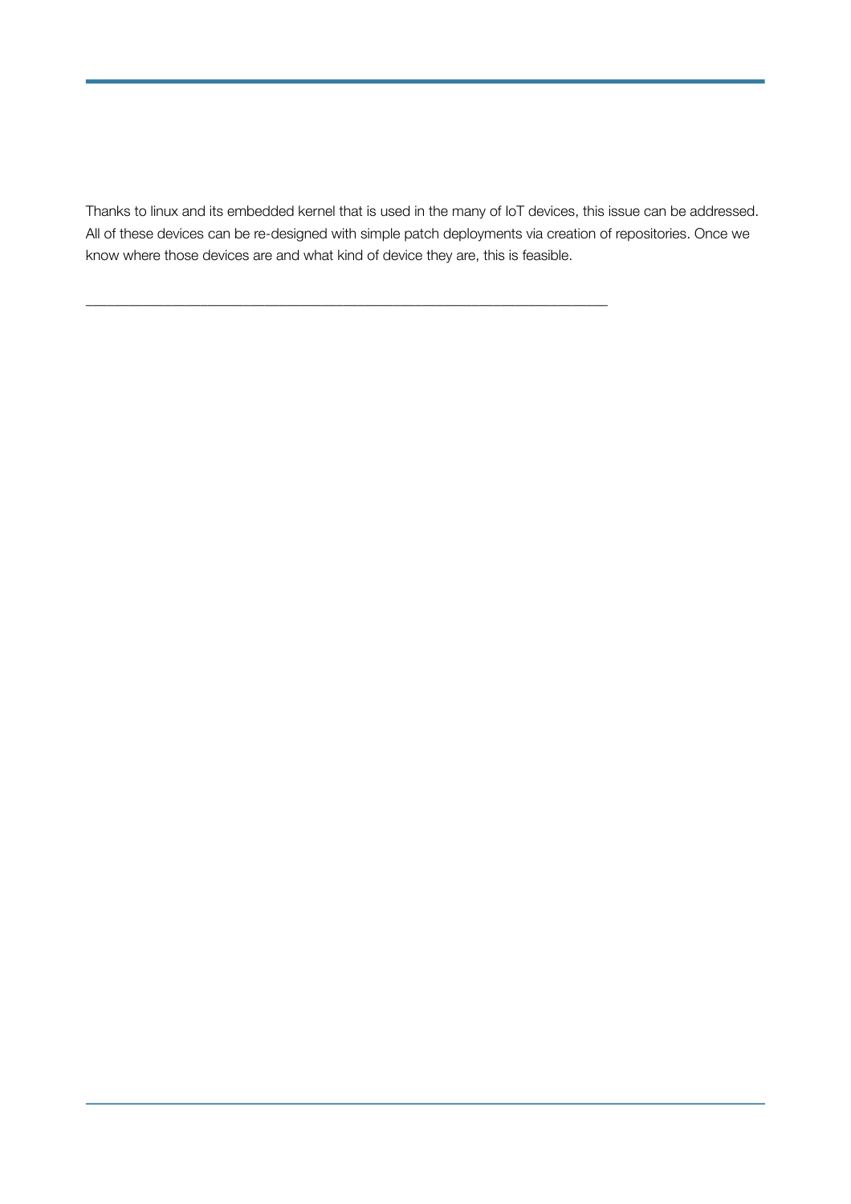Thanks to linux and its embedded kernel that is used in the many of IoT devices, this issue can be addressed. All of these devices can be re-designed with simple patch deployments via creation of repositories. Once we know where those devices are and what kind of device they are, this is feasible.

---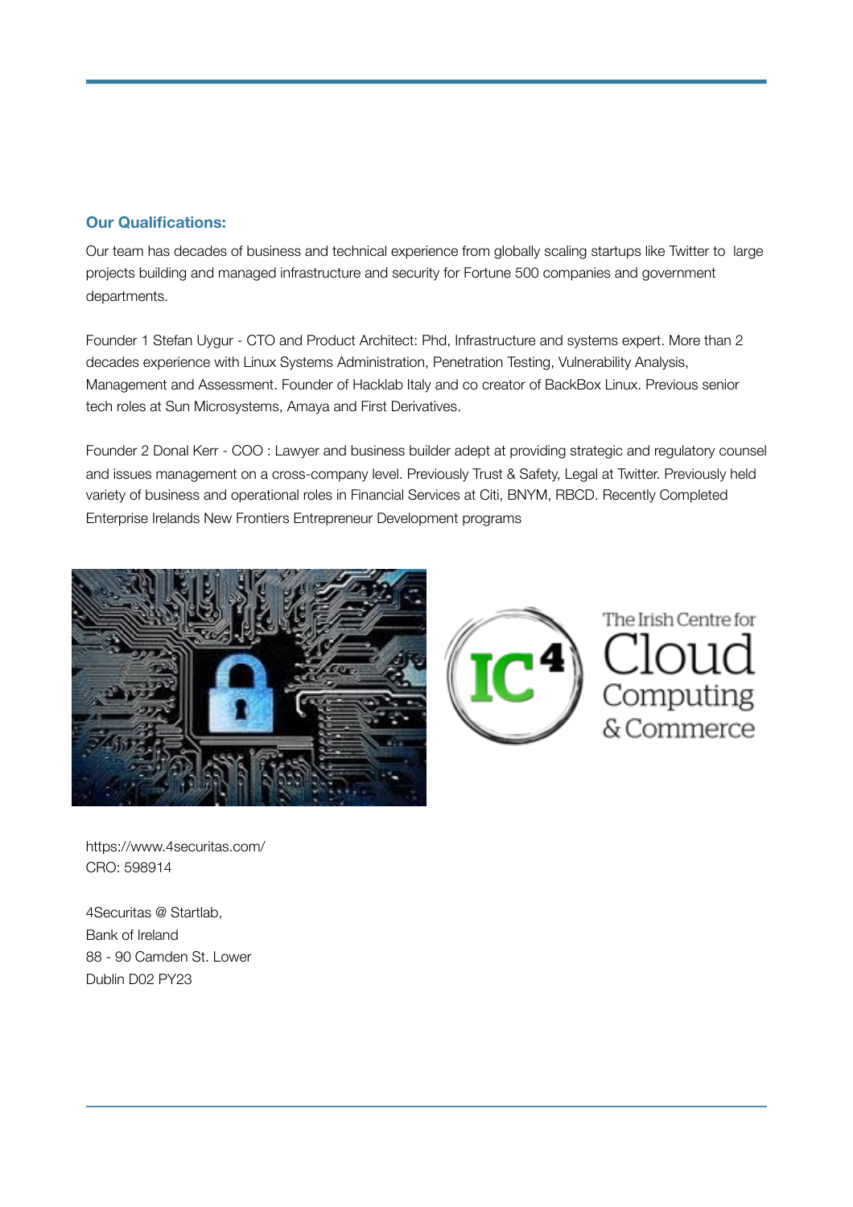## Our Qualifications:

Our team has decades of business and technical experience from globally scaling startups like Twitter to large projects building and managed infrastructure and security for Fortune 500 companies and government departments.

Founder 1 Stefan Uygur - CTO and Product Architect: Phd, Infrastructure and systems expert. More than 2 decades experience with Linux Systems Administration, Penetration Testing, Vulnerability Analysis, Management and Assessment. Founder of Hacklab Italy and co creator of BackBox Linux. Previous senior tech roles at Sun Microsystems, Amaya and First Derivatives.

Founder 2 Donal Kerr - COO : Lawyer and business builder adept at providing strategic and regulatory counsel and issues management on a cross-company level. Previously Trust & Safety, Legal at Twitter. Previously held variety of business and operational roles in Financial Services at Citi, BNYM, RBCD. Recently Completed Enterprise Irelands New Frontiers Entrepreneur Development programs

IC4 The Irish Centre for Cloud Computing & Commerce

https://www.4securitas.com/
CRO: 598914

4Securitas @ Startlab,
Bank of Ireland
88 - 90 Camden St. Lower
Dublin D02 PY23